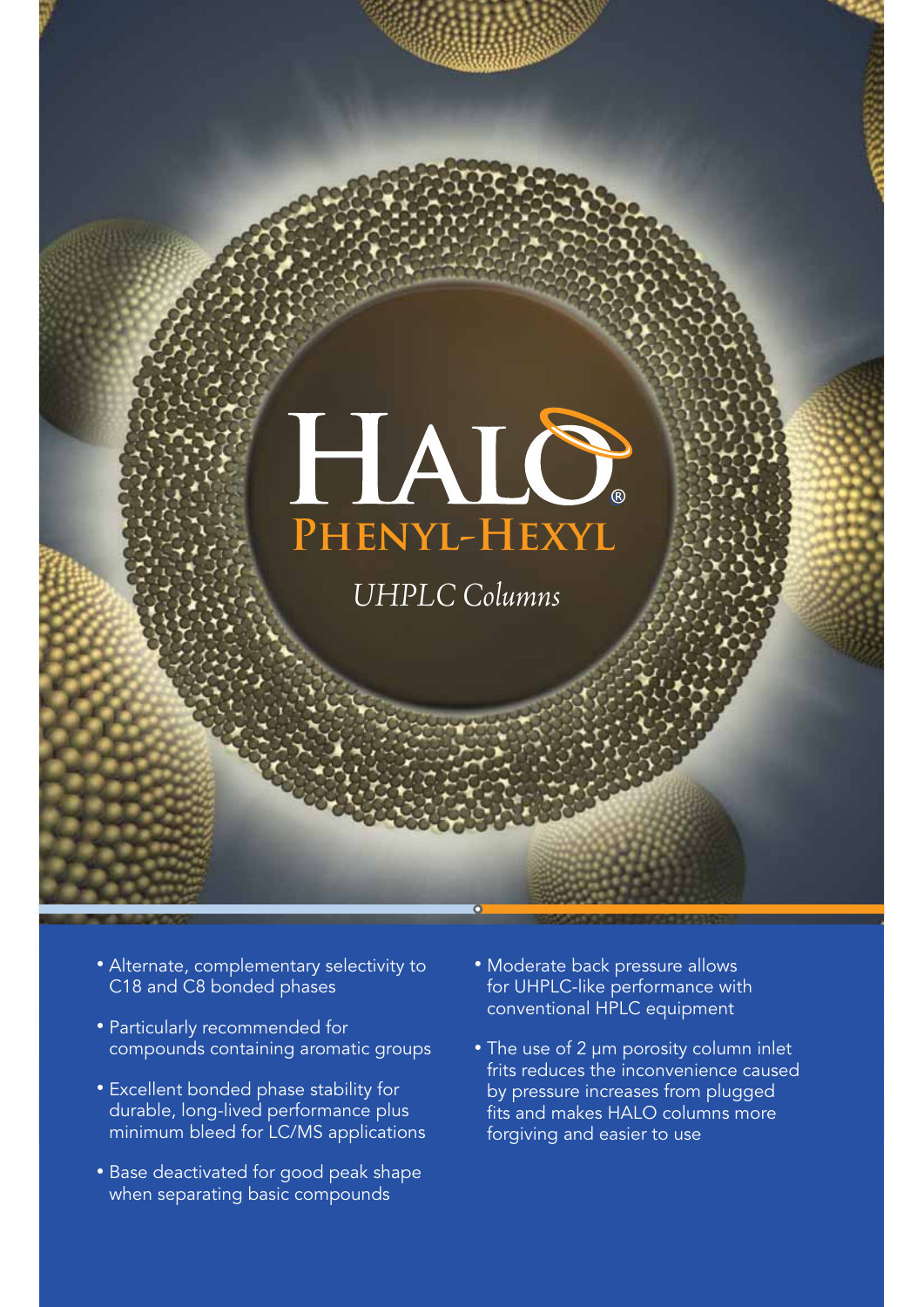# HALO®

## Phenyl-Hexyl

*UHPLC Columns*

- Alternate, complementary selectivity to C18 and C8 bonded phases
- Particularly recommended for compounds containing aromatic groups
- Excellent bonded phase stability for durable, long-lived performance plus minimum bleed for LC/MS applications
- Base deactivated for good peak shape when separating basic compounds
- Moderate back pressure allows for UHPLC-like performance with conventional HPLC equipment
- The use of 2 µm porosity column inlet frits reduces the inconvenience caused by pressure increases from plugged fits and makes HALO columns more forgiving and easier to use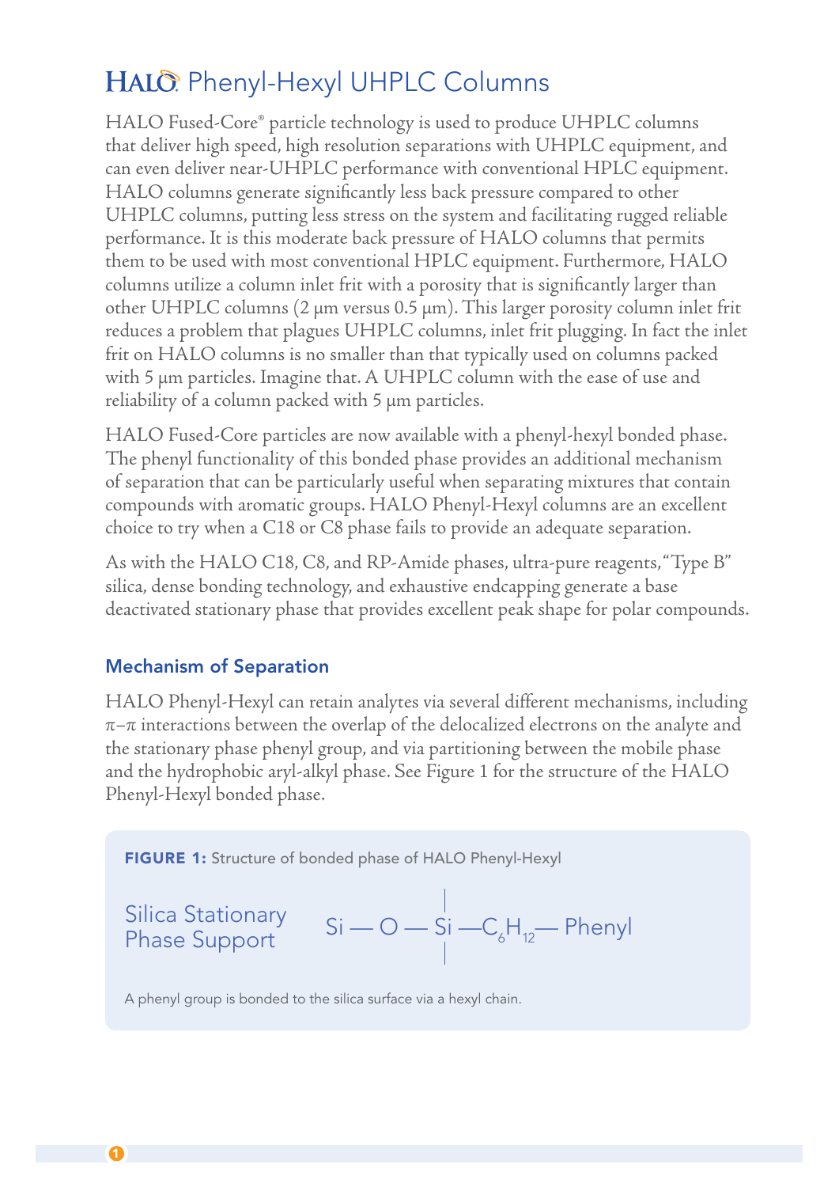# HALO® Phenyl-Hexyl UHPLC Columns

HALO Fused-Core® particle technology is used to produce UHPLC columns that deliver high speed, high resolution separations with UHPLC equipment, and can even deliver near-UHPLC performance with conventional HPLC equipment. HALO columns generate significantly less back pressure compared to other UHPLC columns, putting less stress on the system and facilitating rugged reliable performance. It is this moderate back pressure of HALO columns that permits them to be used with most conventional HPLC equipment. Furthermore, HALO columns utilize a column inlet frit with a porosity that is significantly larger than other UHPLC columns (2 µm versus 0.5 µm). This larger porosity column inlet frit reduces a problem that plagues UHPLC columns, inlet frit plugging. In fact the inlet frit on HALO columns is no smaller than that typically used on columns packed with 5 µm particles. Imagine that. A UHPLC column with the ease of use and reliability of a column packed with 5 µm particles.

HALO Fused-Core particles are now available with a phenyl-hexyl bonded phase. The phenyl functionality of this bonded phase provides an additional mechanism of separation that can be particularly useful when separating mixtures that contain compounds with aromatic groups. HALO Phenyl-Hexyl columns are an excellent choice to try when a C18 or C8 phase fails to provide an adequate separation.

As with the HALO C18, C8, and RP-Amide phases, ultra-pure reagents, "Type B" silica, dense bonding technology, and exhaustive endcapping generate a base deactivated stationary phase that provides excellent peak shape for polar compounds.

## Mechanism of Separation

HALO Phenyl-Hexyl can retain analytes via several different mechanisms, including π–π interactions between the overlap of the delocalized electrons on the analyte and the stationary phase phenyl group, and via partitioning between the mobile phase and the hydrophobic aryl-alkyl phase. See Figure 1 for the structure of the HALO Phenyl-Hexyl bonded phase.

**FIGURE 1:** Structure of bonded phase of HALO Phenyl-Hexyl

Silica Stationary Phase Support    Si — O — Si — $C_6H_{12}$ — Phenyl

A phenyl group is bonded to the silica surface via a hexyl chain.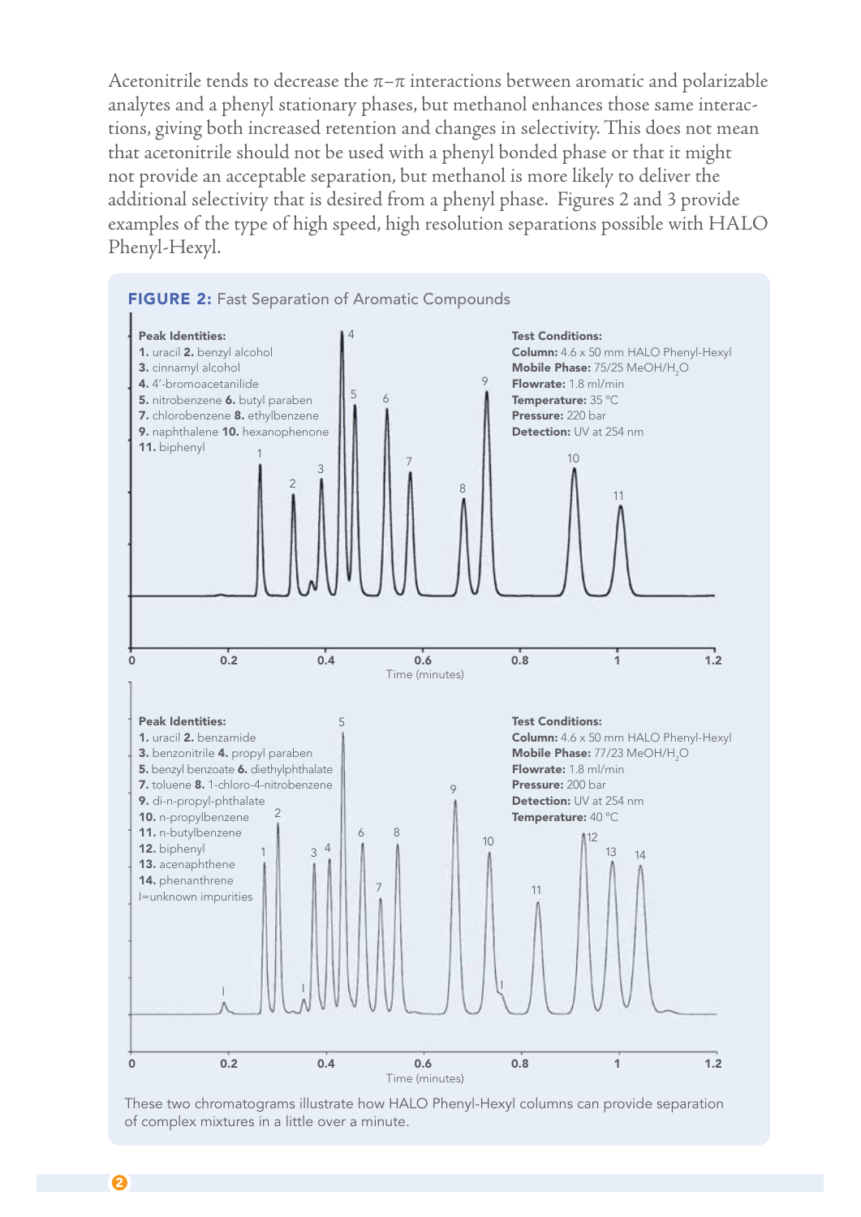Acetonitrile tends to decrease the π–π interactions between aromatic and polarizable analytes and a phenyl stationary phases, but methanol enhances those same interactions, giving both increased retention and changes in selectivity. This does not mean that acetonitrile should not be used with a phenyl bonded phase or that it might not provide an acceptable separation, but methanol is more likely to deliver the additional selectivity that is desired from a phenyl phase. Figures 2 and 3 provide examples of the type of high speed, high resolution separations possible with HALO Phenyl-Hexyl.

**FIGURE 2:** Fast Separation of Aromatic Compounds

**Peak Identities:**
**1.** uracil **2.** benzyl alcohol
**3.** cinnamyl alcohol
**4.** 4'-bromoacetanilide
**5.** nitrobenzene **6.** butyl paraben
**7.** chlorobenzene **8.** ethylbenzene
**9.** naphthalene **10.** hexanophenone
**11.** biphenyl

**Test Conditions:**
**Column:** 4.6 x 50 mm HALO Phenyl-Hexyl
**Mobile Phase:** 75/25 MeOH/$H_2O$
**Flowrate:** 1.8 ml/min
**Temperature:** 35 °C
**Pressure:** 220 bar
**Detection:** UV at 254 nm

Time (minutes)

**Peak Identities:**
**1.** uracil **2.** benzamide
**3.** benzonitrile **4.** propyl paraben
**5.** benzyl benzoate **6.** diethylphthalate
**7.** toluene **8.** 1-chloro-4-nitrobenzene
**9.** di-n-propyl-phthalate
**10.** n-propylbenzene
**11.** n-butylbenzene
**12.** biphenyl
**13.** acenaphthene
**14.** phenanthrene
I=unknown impurities

**Test Conditions:**
**Column:** 4.6 x 50 mm HALO Phenyl-Hexyl
**Mobile Phase:** 77/23 MeOH/$H_2O$
**Flowrate:** 1.8 ml/min
**Pressure:** 200 bar
**Detection:** UV at 254 nm
**Temperature:** 40 °C

Time (minutes)

These two chromatograms illustrate how HALO Phenyl-Hexyl columns can provide separation of complex mixtures in a little over a minute.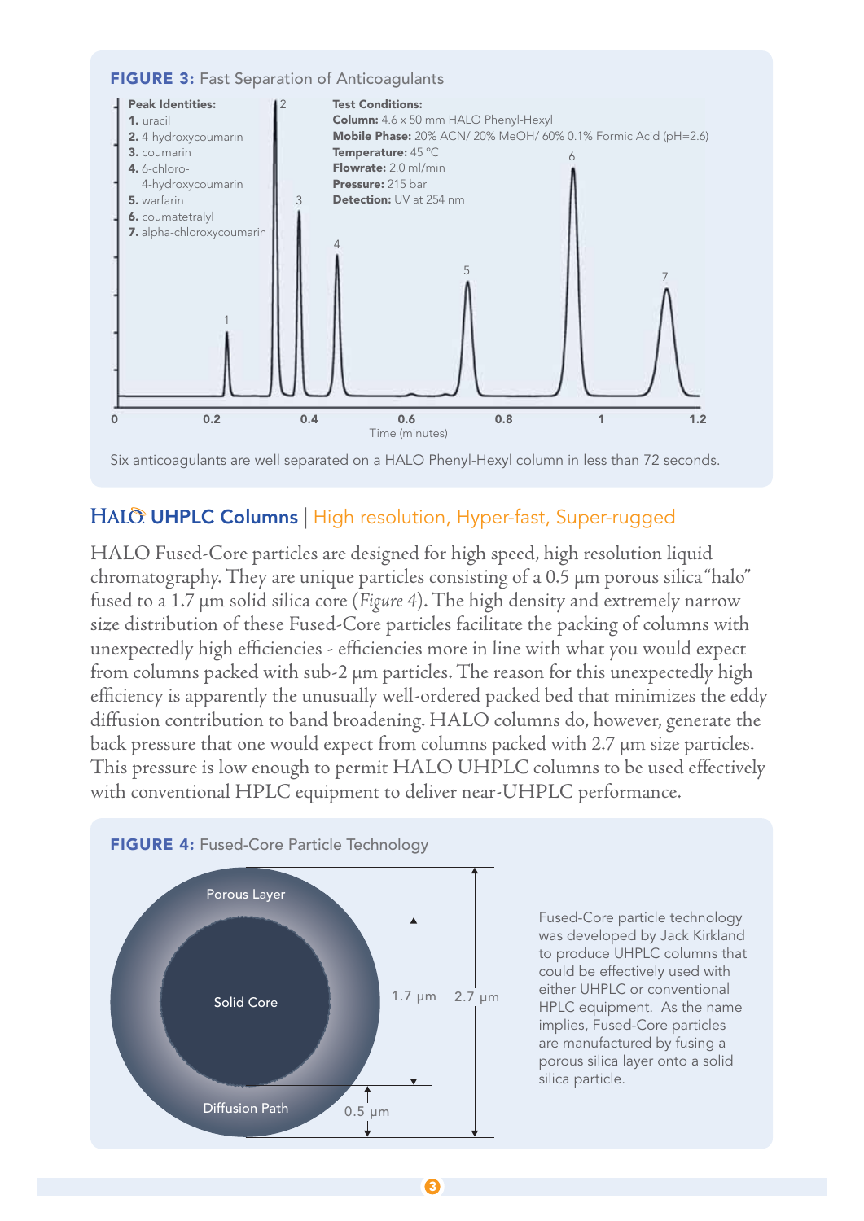**FIGURE 3:** Fast Separation of Anticoagulants

**Peak Identities:**
1. uracil
2. 4-hydroxycoumarin
3. coumarin
4. 6-chloro-4-hydroxycoumarin
5. warfarin
6. coumatetralyl
7. alpha-chloroxycoumarin

**Test Conditions:**
**Column:** 4.6 x 50 mm HALO Phenyl-Hexyl
**Mobile Phase:** 20% ACN/ 20% MeOH/ 60% 0.1% Formic Acid (pH=2.6)
**Temperature:** 45 °C
**Flowrate:** 2.0 ml/min
**Pressure:** 215 bar
**Detection:** UV at 254 nm

Six anticoagulants are well separated on a HALO Phenyl-Hexyl column in less than 72 seconds.

## HALO UHPLC Columns | High resolution, Hyper-fast, Super-rugged

HALO Fused-Core particles are designed for high speed, high resolution liquid chromatography. They are unique particles consisting of a 0.5 μm porous silica "halo" fused to a 1.7 μm solid silica core (*Figure 4*). The high density and extremely narrow size distribution of these Fused-Core particles facilitate the packing of columns with unexpectedly high efficiencies - efficiencies more in line with what you would expect from columns packed with sub-2 μm particles. The reason for this unexpectedly high efficiency is apparently the unusually well-ordered packed bed that minimizes the eddy diffusion contribution to band broadening. HALO columns do, however, generate the back pressure that one would expect from columns packed with 2.7 μm size particles. This pressure is low enough to permit HALO UHPLC columns to be used effectively with conventional HPLC equipment to deliver near-UHPLC performance.

**FIGURE 4:** Fused-Core Particle Technology

Porous Layer, Solid Core, Diffusion Path, 1.7 μm, 2.7 μm, 0.5 μm

Fused-Core particle technology was developed by Jack Kirkland to produce UHPLC columns that could be effectively used with either UHPLC or conventional HPLC equipment. As the name implies, Fused-Core particles are manufactured by fusing a porous silica layer onto a solid silica particle.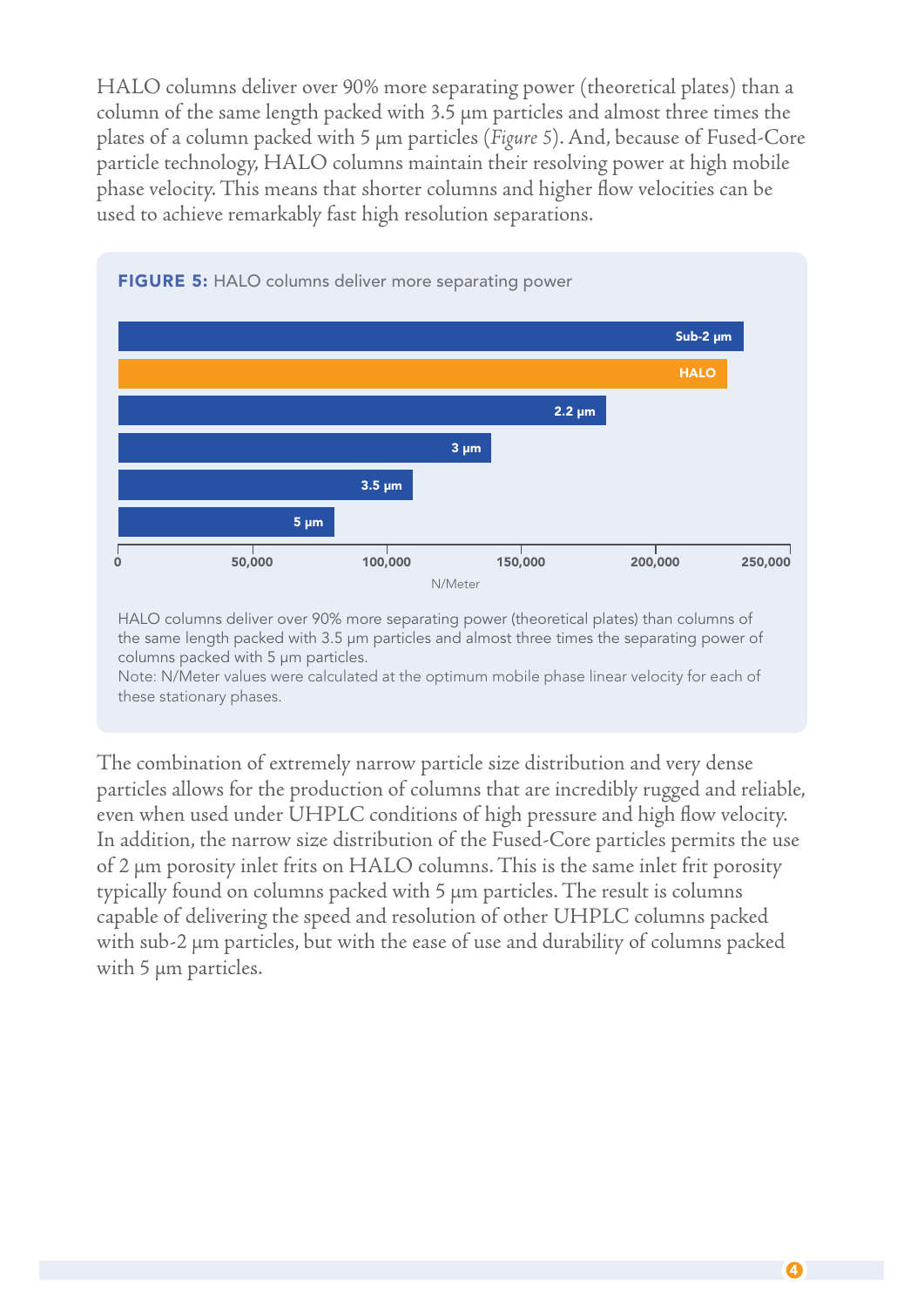HALO columns deliver over 90% more separating power (theoretical plates) than a column of the same length packed with 3.5 µm particles and almost three times the plates of a column packed with 5 µm particles (*Figure 5*). And, because of Fused-Core particle technology, HALO columns maintain their resolving power at high mobile phase velocity. This means that shorter columns and higher flow velocities can be used to achieve remarkably fast high resolution separations.

**FIGURE 5:** HALO columns deliver more separating power

| Column | N/Meter |
| --- | --- |
| Sub-2 µm | |
| HALO | |
| 2.2 µm | |
| 3 µm | |
| 3.5 µm | |
| 5 µm | |

N/Meter axis: 0, 50,000, 100,000, 150,000, 200,000, 250,000

HALO columns deliver over 90% more separating power (theoretical plates) than columns of the same length packed with 3.5 µm particles and almost three times the separating power of columns packed with 5 µm particles.
Note: N/Meter values were calculated at the optimum mobile phase linear velocity for each of these stationary phases.

The combination of extremely narrow particle size distribution and very dense particles allows for the production of columns that are incredibly rugged and reliable, even when used under UHPLC conditions of high pressure and high flow velocity. In addition, the narrow size distribution of the Fused-Core particles permits the use of 2 µm porosity inlet frits on HALO columns. This is the same inlet frit porosity typically found on columns packed with 5 µm particles. The result is columns capable of delivering the speed and resolution of other UHPLC columns packed with sub-2 µm particles, but with the ease of use and durability of columns packed with 5 µm particles.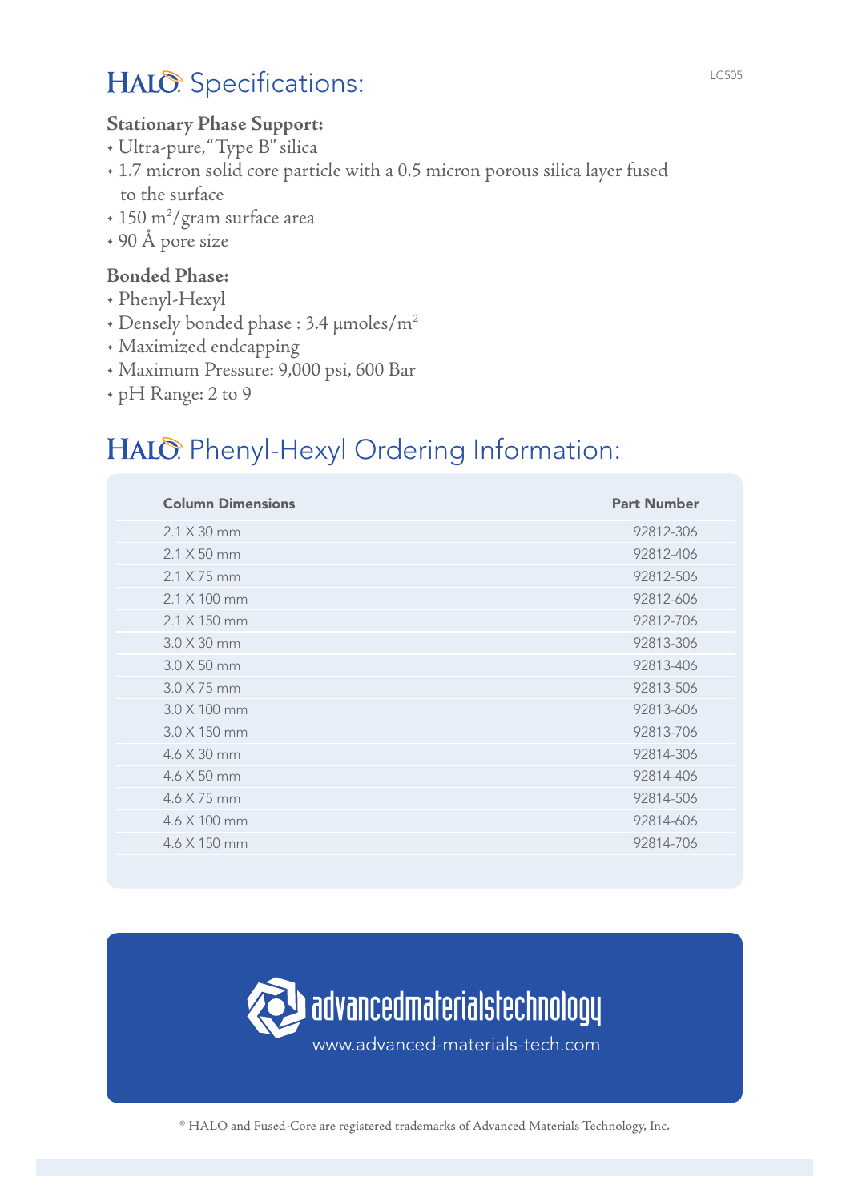# HALO® Specifications:

**Stationary Phase Support:**

- Ultra-pure, "Type B" silica
- 1.7 micron solid core particle with a 0.5 micron porous silica layer fused to the surface
- 150 $m^2$/gram surface area
- 90 Å pore size

**Bonded Phase:**

- Phenyl-Hexyl
- Densely bonded phase : 3.4 µmoles/$m^2$
- Maximized endcapping
- Maximum Pressure: 9,000 psi, 600 Bar
- pH Range: 2 to 9

# HALO® Phenyl-Hexyl Ordering Information:

| Column Dimensions | Part Number |
|---|---|
| 2.1 X 30 mm | 92812-306 |
| 2.1 X 50 mm | 92812-406 |
| 2.1 X 75 mm | 92812-506 |
| 2.1 X 100 mm | 92812-606 |
| 2.1 X 150 mm | 92812-706 |
| 3.0 X 30 mm | 92813-306 |
| 3.0 X 50 mm | 92813-406 |
| 3.0 X 75 mm | 92813-506 |
| 3.0 X 100 mm | 92813-606 |
| 3.0 X 150 mm | 92813-706 |
| 4.6 X 30 mm | 92814-306 |
| 4.6 X 50 mm | 92814-406 |
| 4.6 X 75 mm | 92814-506 |
| 4.6 X 100 mm | 92814-606 |
| 4.6 X 150 mm | 92814-706 |

advancedmaterialstechnology

www.advanced-materials-tech.com

® HALO and Fused-Core are registered trademarks of Advanced Materials Technology, Inc.